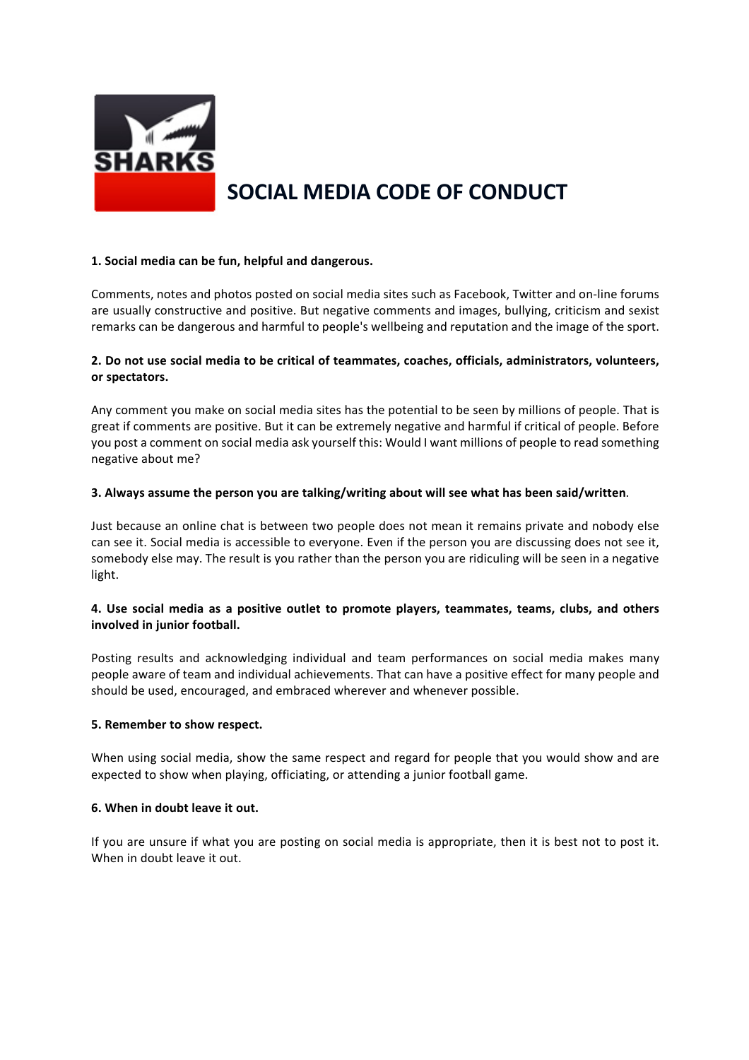# SOCIAL MEDIA CODE OF CONDUCT

**1. Social media can be fun, helpful and dangerous.**

Comments, notes and photos posted on social media sites such as Facebook, Twitter and on-line forums are usually constructive and positive. But negative comments and images, bullying, criticism and sexist remarks can be dangerous and harmful to people's wellbeing and reputation and the image of the sport.

**2. Do not use social media to be critical of teammates, coaches, officials, administrators, volunteers, or spectators.**

Any comment you make on social media sites has the potential to be seen by millions of people. That is great if comments are positive. But it can be extremely negative and harmful if critical of people. Before you post a comment on social media ask yourself this: Would I want millions of people to read something negative about me?

**3. Always assume the person you are talking/writing about will see what has been said/written**.

Just because an online chat is between two people does not mean it remains private and nobody else can see it. Social media is accessible to everyone. Even if the person you are discussing does not see it, somebody else may. The result is you rather than the person you are ridiculing will be seen in a negative light.

**4. Use social media as a positive outlet to promote players, teammates, teams, clubs, and others involved in junior football.**

Posting results and acknowledging individual and team performances on social media makes many people aware of team and individual achievements. That can have a positive effect for many people and should be used, encouraged, and embraced wherever and whenever possible.

**5. Remember to show respect.**

When using social media, show the same respect and regard for people that you would show and are expected to show when playing, officiating, or attending a junior football game.

**6. When in doubt leave it out.**

If you are unsure if what you are posting on social media is appropriate, then it is best not to post it. When in doubt leave it out.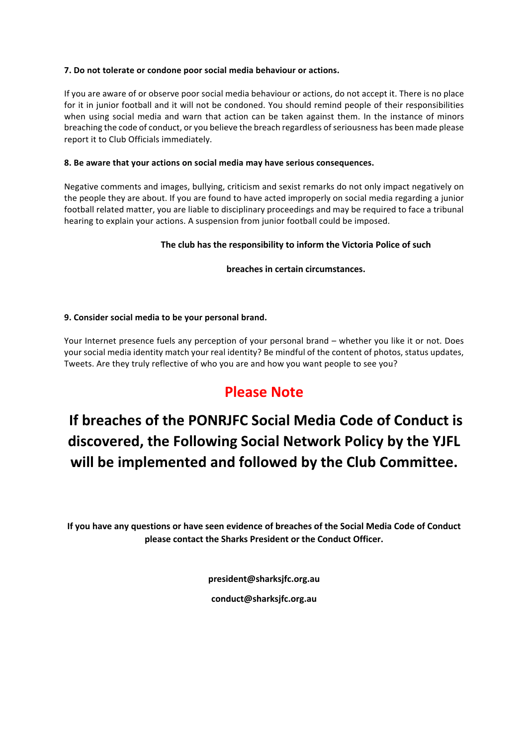**7. Do not tolerate or condone poor social media behaviour or actions.**

If you are aware of or observe poor social media behaviour or actions, do not accept it. There is no place for it in junior football and it will not be condoned. You should remind people of their responsibilities when using social media and warn that action can be taken against them. In the instance of minors breaching the code of conduct, or you believe the breach regardless of seriousness has been made please report it to Club Officials immediately.

**8. Be aware that your actions on social media may have serious consequences.**

Negative comments and images, bullying, criticism and sexist remarks do not only impact negatively on the people they are about. If you are found to have acted improperly on social media regarding a junior football related matter, you are liable to disciplinary proceedings and may be required to face a tribunal hearing to explain your actions. A suspension from junior football could be imposed.

**The club has the responsibility to inform the Victoria Police of such breaches in certain circumstances.**

**9. Consider social media to be your personal brand.**

Your Internet presence fuels any perception of your personal brand – whether you like it or not. Does your social media identity match your real identity? Be mindful of the content of photos, status updates, Tweets. Are they truly reflective of who you are and how you want people to see you?

## Please Note

## If breaches of the PONRJFC Social Media Code of Conduct is discovered, the Following Social Network Policy by the YJFL will be implemented and followed by the Club Committee.

**If you have any questions or have seen evidence of breaches of the Social Media Code of Conduct please contact the Sharks President or the Conduct Officer.**

**president@sharksjfc.org.au**

**conduct@sharksjfc.org.au**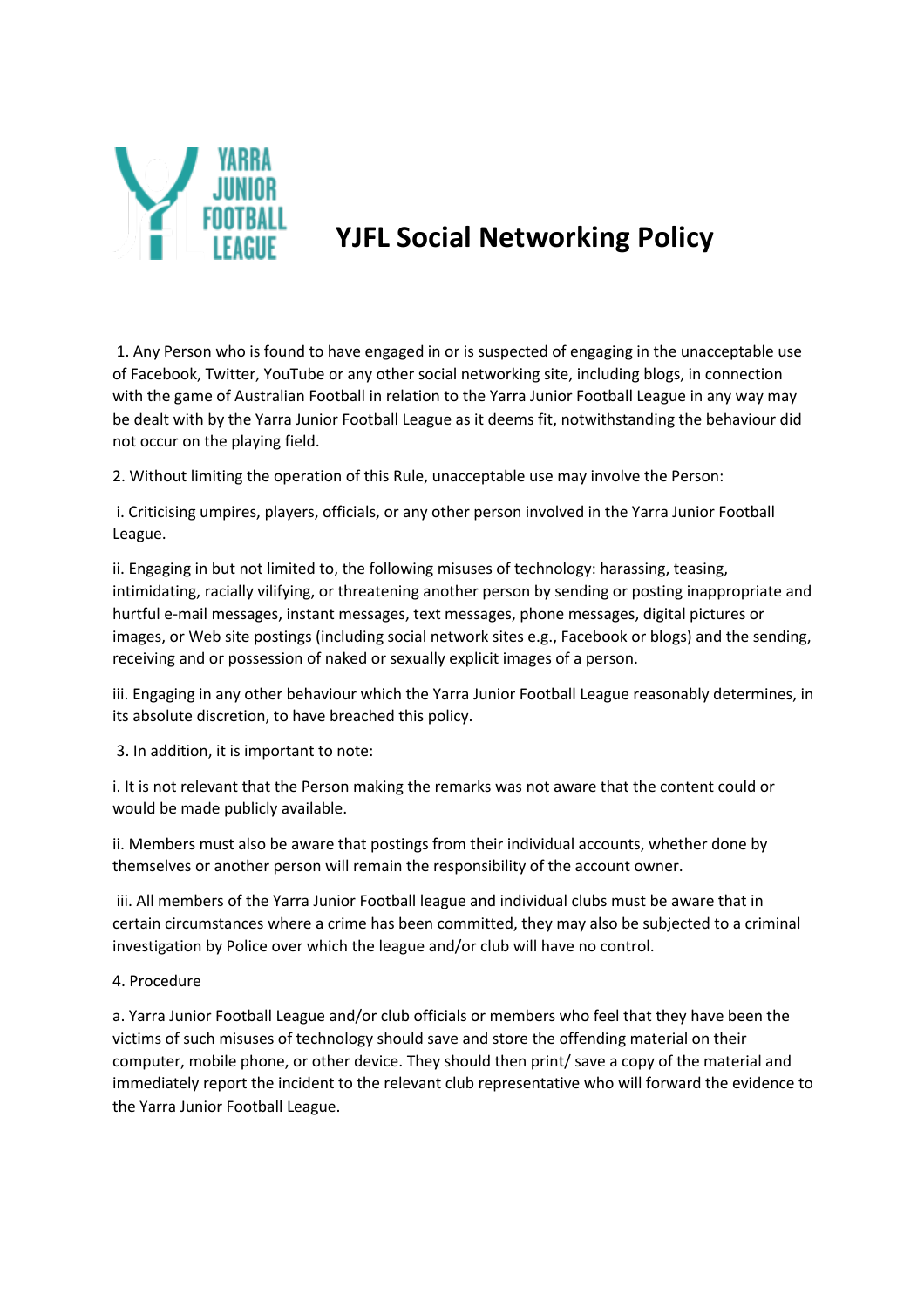# YJFL Social Networking Policy

1. Any Person who is found to have engaged in or is suspected of engaging in the unacceptable use of Facebook, Twitter, YouTube or any other social networking site, including blogs, in connection with the game of Australian Football in relation to the Yarra Junior Football League in any way may be dealt with by the Yarra Junior Football League as it deems fit, notwithstanding the behaviour did not occur on the playing field.

2. Without limiting the operation of this Rule, unacceptable use may involve the Person:

i. Criticising umpires, players, officials, or any other person involved in the Yarra Junior Football League.

ii. Engaging in but not limited to, the following misuses of technology: harassing, teasing, intimidating, racially vilifying, or threatening another person by sending or posting inappropriate and hurtful e-mail messages, instant messages, text messages, phone messages, digital pictures or images, or Web site postings (including social network sites e.g., Facebook or blogs) and the sending, receiving and or possession of naked or sexually explicit images of a person.

iii. Engaging in any other behaviour which the Yarra Junior Football League reasonably determines, in its absolute discretion, to have breached this policy.

3. In addition, it is important to note:

i. It is not relevant that the Person making the remarks was not aware that the content could or would be made publicly available.

ii. Members must also be aware that postings from their individual accounts, whether done by themselves or another person will remain the responsibility of the account owner.

iii. All members of the Yarra Junior Football league and individual clubs must be aware that in certain circumstances where a crime has been committed, they may also be subjected to a criminal investigation by Police over which the league and/or club will have no control.

4. Procedure

a. Yarra Junior Football League and/or club officials or members who feel that they have been the victims of such misuses of technology should save and store the offending material on their computer, mobile phone, or other device. They should then print/ save a copy of the material and immediately report the incident to the relevant club representative who will forward the evidence to the Yarra Junior Football League.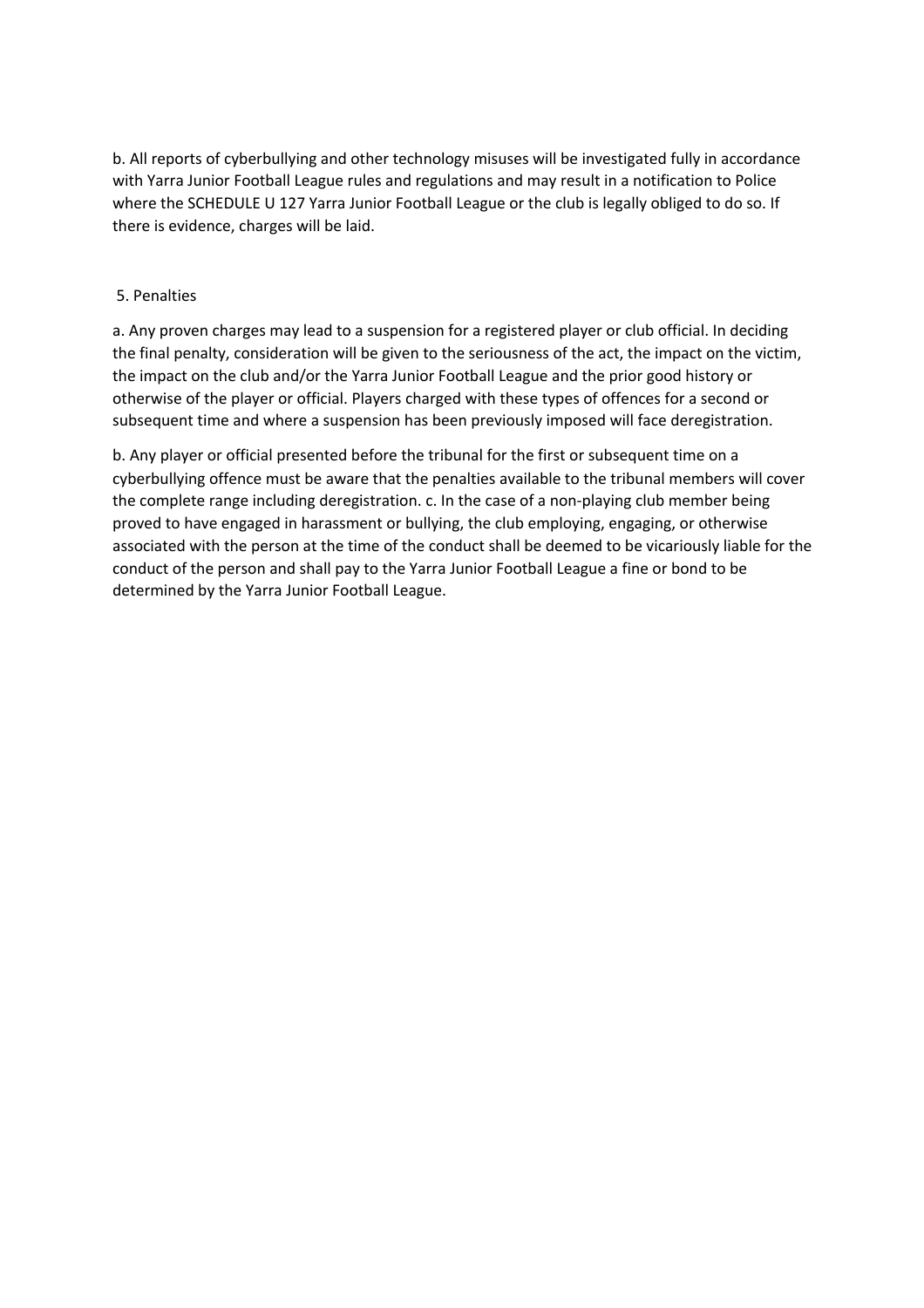b. All reports of cyberbullying and other technology misuses will be investigated fully in accordance with Yarra Junior Football League rules and regulations and may result in a notification to Police where the SCHEDULE U 127 Yarra Junior Football League or the club is legally obliged to do so. If there is evidence, charges will be laid.

5. Penalties

a. Any proven charges may lead to a suspension for a registered player or club official. In deciding the final penalty, consideration will be given to the seriousness of the act, the impact on the victim, the impact on the club and/or the Yarra Junior Football League and the prior good history or otherwise of the player or official. Players charged with these types of offences for a second or subsequent time and where a suspension has been previously imposed will face deregistration.

b. Any player or official presented before the tribunal for the first or subsequent time on a cyberbullying offence must be aware that the penalties available to the tribunal members will cover the complete range including deregistration. c. In the case of a non-playing club member being proved to have engaged in harassment or bullying, the club employing, engaging, or otherwise associated with the person at the time of the conduct shall be deemed to be vicariously liable for the conduct of the person and shall pay to the Yarra Junior Football League a fine or bond to be determined by the Yarra Junior Football League.